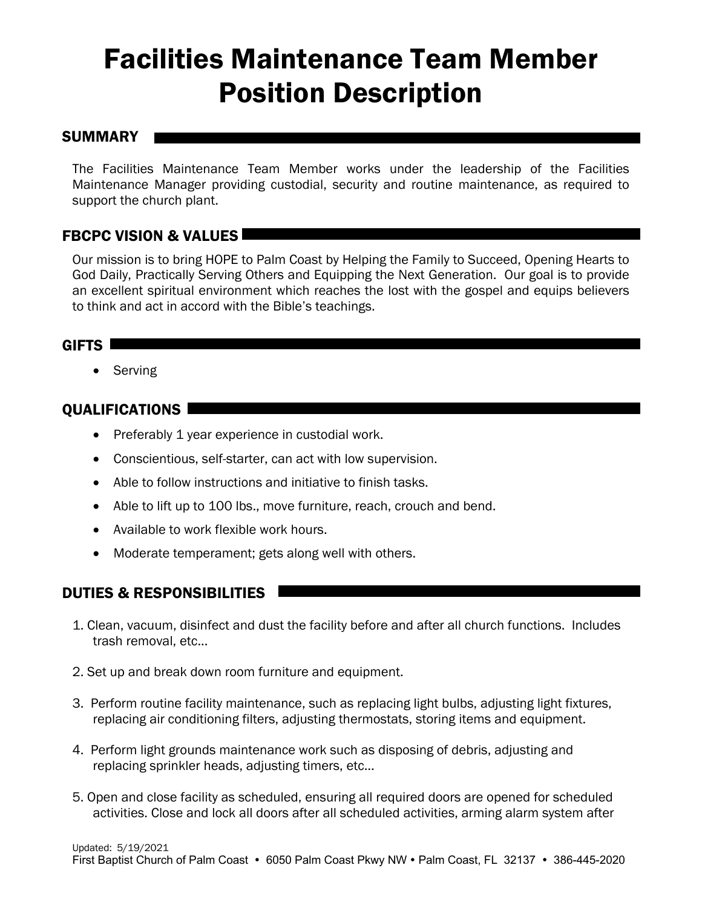# Facilities Maintenance Team Member Position Description

## SUMMARY

The Facilities Maintenance Team Member works under the leadership of the Facilities Maintenance Manager providing custodial, security and routine maintenance, as required to support the church plant.

## FBCPC VISION & VALUES

Our mission is to bring HOPE to Palm Coast by Helping the Family to Succeed, Opening Hearts to God Daily, Practically Serving Others and Equipping the Next Generation. Our goal is to provide an excellent spiritual environment which reaches the lost with the gospel and equips believers to think and act in accord with the Bible's teachings.

## GIFTS

- Serving

## QUALIFICATIONS

- Preferably 1 year experience in custodial work.
- Conscientious, self-starter, can act with low supervision.
- Able to follow instructions and initiative to finish tasks.
- Able to lift up to 100 lbs., move furniture, reach, crouch and bend.
- Available to work flexible work hours.
- Moderate temperament; gets along well with others.

## DUTIES & RESPONSIBILITIES

1. Clean, vacuum, disinfect and dust the facility before and after all church functions. Includes trash removal, etc…
2. Set up and break down room furniture and equipment.
3. Perform routine facility maintenance, such as replacing light bulbs, adjusting light fixtures, replacing air conditioning filters, adjusting thermostats, storing items and equipment.
4. Perform light grounds maintenance work such as disposing of debris, adjusting and replacing sprinkler heads, adjusting timers, etc…
5. Open and close facility as scheduled, ensuring all required doors are opened for scheduled activities. Close and lock all doors after all scheduled activities, arming alarm system after

Updated: 5/19/2021
First Baptist Church of Palm Coast • 6050 Palm Coast Pkwy NW • Palm Coast, FL 32137 • 386-445-2020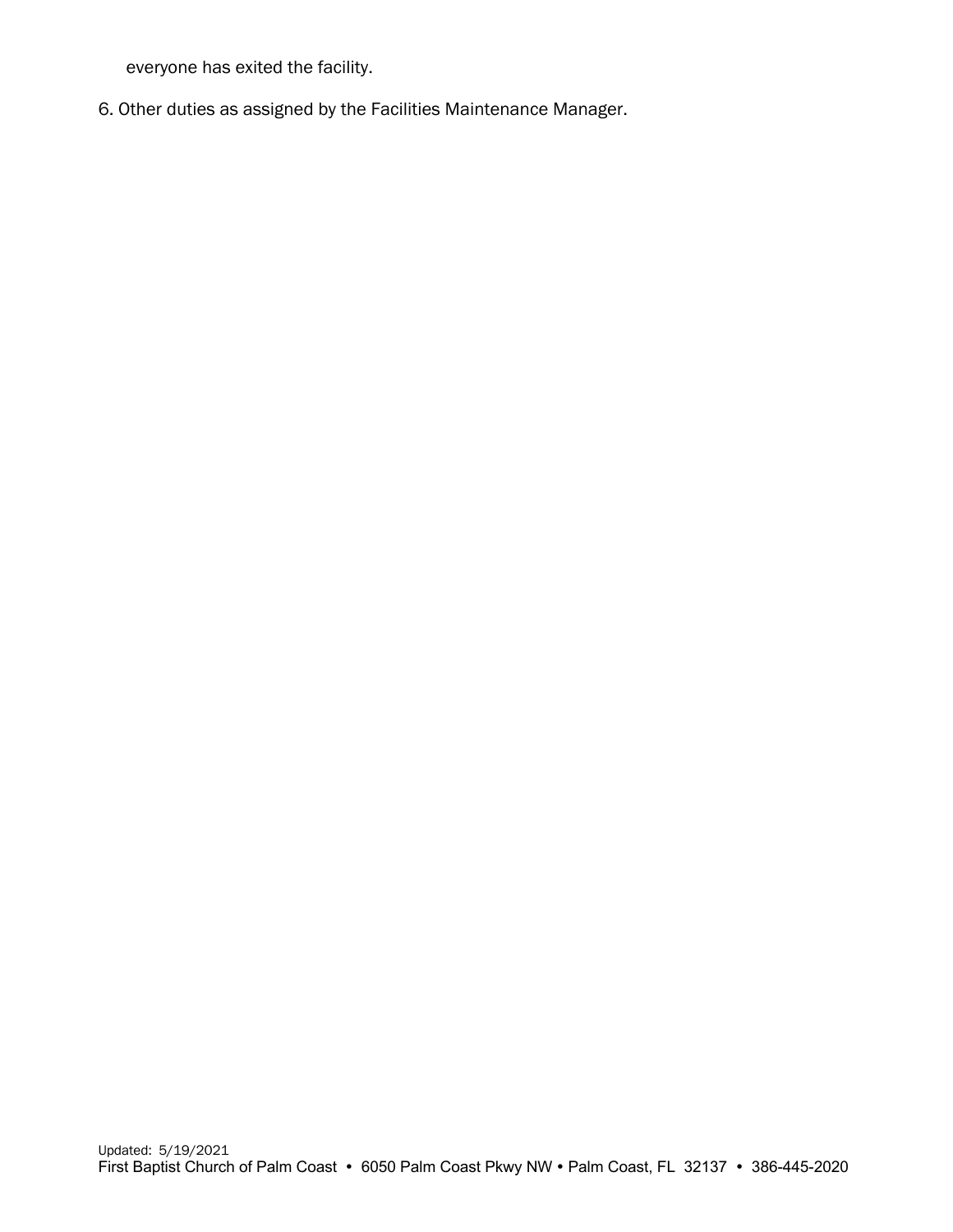everyone has exited the facility.

6. Other duties as assigned by the Facilities Maintenance Manager.